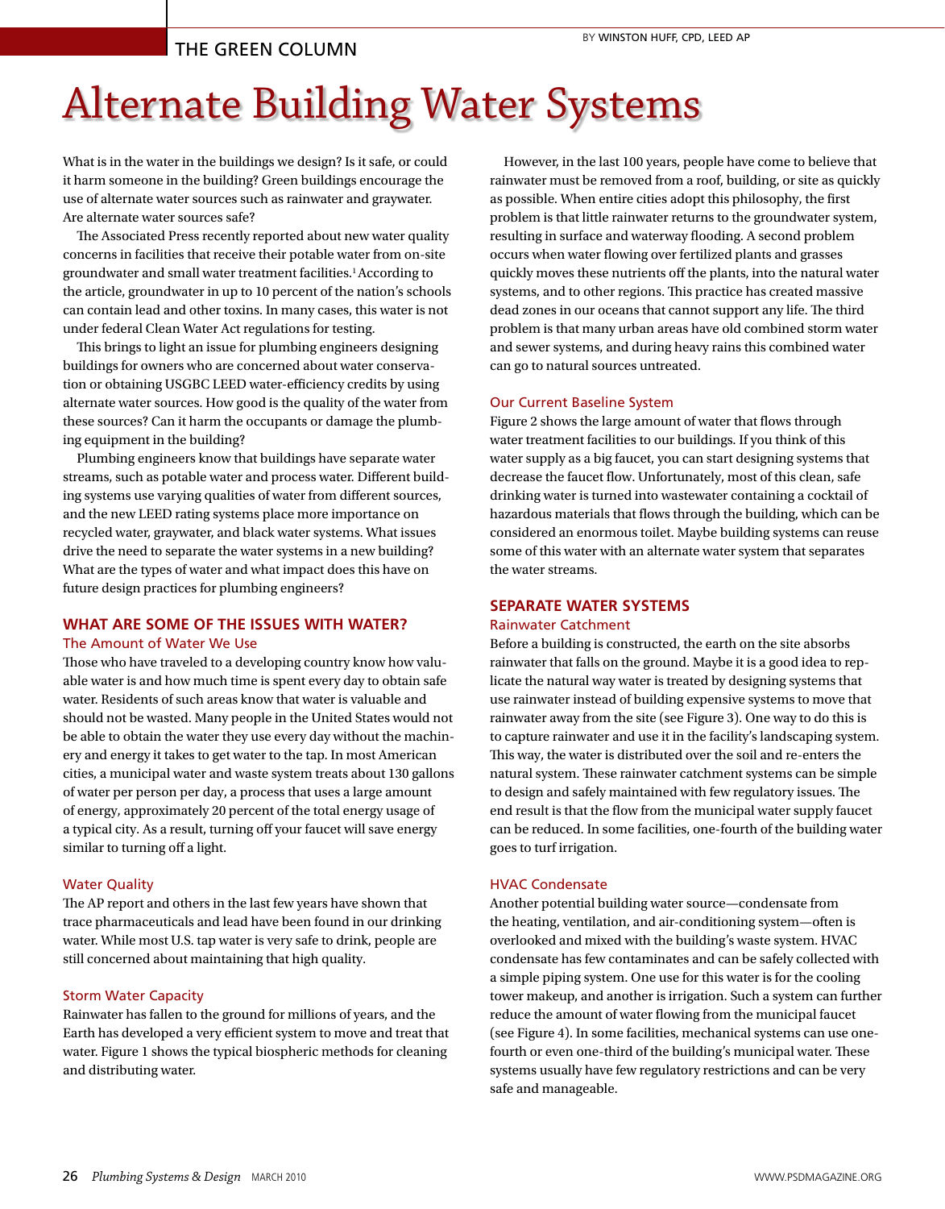THE GREEN COLUMN

BY WINSTON HUFF, CPD, LEED AP

# Alternate Building Water Systems

What is in the water in the buildings we design? Is it safe, or could it harm someone in the building? Green buildings encourage the use of alternate water sources such as rainwater and graywater. Are alternate water sources safe?

The Associated Press recently reported about new water quality concerns in facilities that receive their potable water from on-site groundwater and small water treatment facilities.[1] According to the article, groundwater in up to 10 percent of the nation's schools can contain lead and other toxins. In many cases, this water is not under federal Clean Water Act regulations for testing.

This brings to light an issue for plumbing engineers designing buildings for owners who are concerned about water conservation or obtaining USGBC LEED water-efficiency credits by using alternate water sources. How good is the quality of the water from these sources? Can it harm the occupants or damage the plumbing equipment in the building?

Plumbing engineers know that buildings have separate water streams, such as potable water and process water. Different building systems use varying qualities of water from different sources, and the new LEED rating systems place more importance on recycled water, graywater, and black water systems. What issues drive the need to separate the water systems in a new building? What are the types of water and what impact does this have on future design practices for plumbing engineers?

## WHAT ARE SOME OF THE ISSUES WITH WATER?

### The Amount of Water We Use

Those who have traveled to a developing country know how valuable water is and how much time is spent every day to obtain safe water. Residents of such areas know that water is valuable and should not be wasted. Many people in the United States would not be able to obtain the water they use every day without the machinery and energy it takes to get water to the tap. In most American cities, a municipal water and waste system treats about 130 gallons of water per person per day, a process that uses a large amount of energy, approximately 20 percent of the total energy usage of a typical city. As a result, turning off your faucet will save energy similar to turning off a light.

### Water Quality

The AP report and others in the last few years have shown that trace pharmaceuticals and lead have been found in our drinking water. While most U.S. tap water is very safe to drink, people are still concerned about maintaining that high quality.

### Storm Water Capacity

Rainwater has fallen to the ground for millions of years, and the Earth has developed a very efficient system to move and treat that water. Figure 1 shows the typical biospheric methods for cleaning and distributing water.

However, in the last 100 years, people have come to believe that rainwater must be removed from a roof, building, or site as quickly as possible. When entire cities adopt this philosophy, the first problem is that little rainwater returns to the groundwater system, resulting in surface and waterway flooding. A second problem occurs when water flowing over fertilized plants and grasses quickly moves these nutrients off the plants, into the natural water systems, and to other regions. This practice has created massive dead zones in our oceans that cannot support any life. The third problem is that many urban areas have old combined storm water and sewer systems, and during heavy rains this combined water can go to natural sources untreated.

### Our Current Baseline System

Figure 2 shows the large amount of water that flows through water treatment facilities to our buildings. If you think of this water supply as a big faucet, you can start designing systems that decrease the faucet flow. Unfortunately, most of this clean, safe drinking water is turned into wastewater containing a cocktail of hazardous materials that flows through the building, which can be considered an enormous toilet. Maybe building systems can reuse some of this water with an alternate water system that separates the water streams.

## SEPARATE WATER SYSTEMS

### Rainwater Catchment

Before a building is constructed, the earth on the site absorbs rainwater that falls on the ground. Maybe it is a good idea to replicate the natural way water is treated by designing systems that use rainwater instead of building expensive systems to move that rainwater away from the site (see Figure 3). One way to do this is to capture rainwater and use it in the facility's landscaping system. This way, the water is distributed over the soil and re-enters the natural system. These rainwater catchment systems can be simple to design and safely maintained with few regulatory issues. The end result is that the flow from the municipal water supply faucet can be reduced. In some facilities, one-fourth of the building water goes to turf irrigation.

### HVAC Condensate

Another potential building water source—condensate from the heating, ventilation, and air-conditioning system—often is overlooked and mixed with the building's waste system. HVAC condensate has few contaminates and can be safely collected with a simple piping system. One use for this water is for the cooling tower makeup, and another is irrigation. Such a system can further reduce the amount of water flowing from the municipal faucet (see Figure 4). In some facilities, mechanical systems can use one-fourth or even one-third of the building's municipal water. These systems usually have few regulatory restrictions and can be very safe and manageable.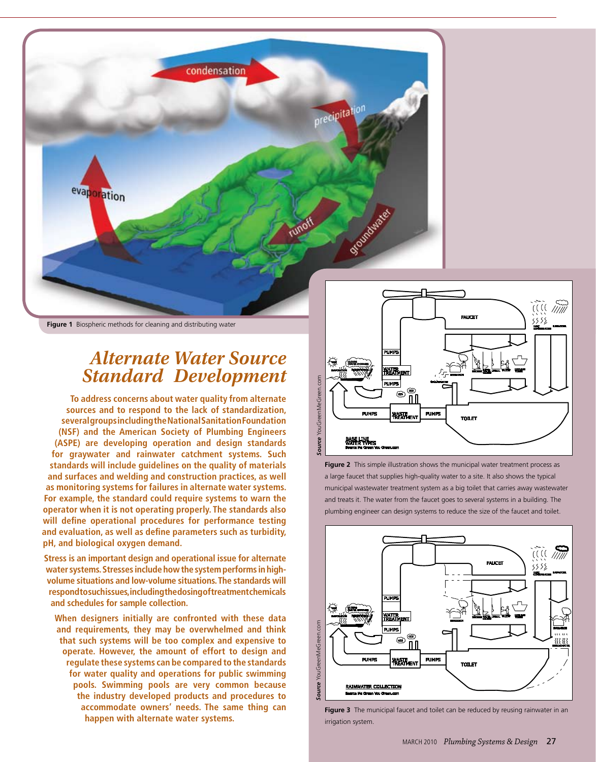Figure 1 Biospheric methods for cleaning and distributing water

## Alternate Water Source Standard Development

**To address concerns about water quality from alternate sources and to respond to the lack of standardization, several groups including the National Sanitation Foundation (NSF) and the American Society of Plumbing Engineers (ASPE) are developing operation and design standards for graywater and rainwater catchment systems. Such standards will include guidelines on the quality of materials and surfaces and welding and construction practices, as well as monitoring systems for failures in alternate water systems. For example, the standard could require systems to warn the operator when it is not operating properly. The standards also will define operational procedures for performance testing and evaluation, as well as define parameters such as turbidity, pH, and biological oxygen demand.**

**Stress is an important design and operational issue for alternate water systems. Stresses include how the system performs in high-volume situations and low-volume situations. The standards will respond to such issues, including the dosing of treatment chemicals and schedules for sample collection.**

**When designers initially are confronted with these data and requirements, they may be overwhelmed and think that such systems will be too complex and expensive to operate. However, the amount of effort to design and regulate these systems can be compared to the standards for water quality and operations for public swimming pools. Swimming pools are very common because the industry developed products and procedures to accommodate owners' needs. The same thing can happen with alternate water systems.**

Figure 2 This simple illustration shows the municipal water treatment process as a large faucet that supplies high-quality water to a site. It also shows the typical municipal wastewater treatment system as a big toilet that carries away wastewater and treats it. The water from the faucet goes to several systems in a building. The plumbing engineer can design systems to reduce the size of the faucet and toilet.

Figure 3 The municipal faucet and toilet can be reduced by reusing rainwater in an irrigation system.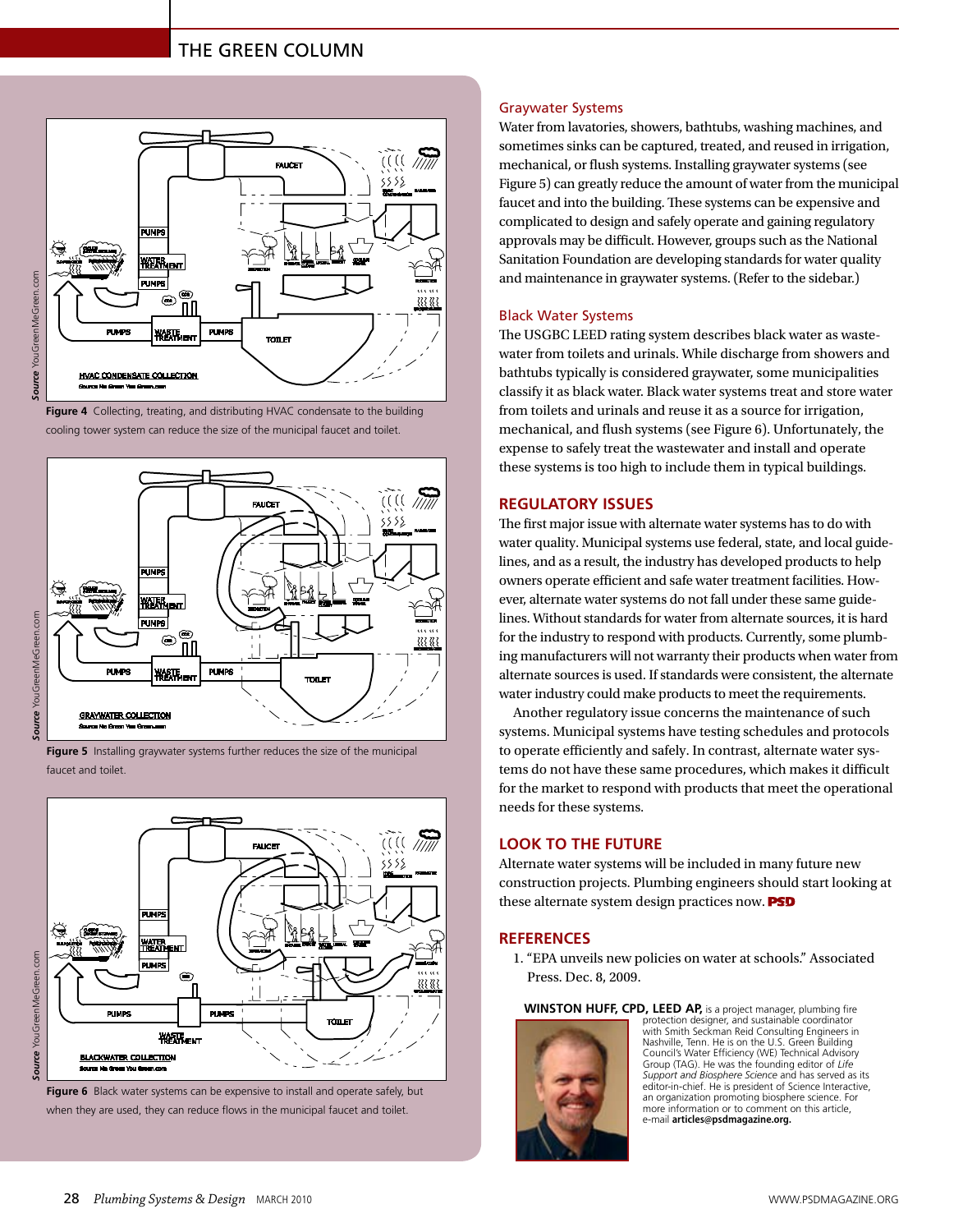Figure 4 Collecting, treating, and distributing HVAC condensate to the building cooling tower system can reduce the size of the municipal faucet and toilet.

Figure 5 Installing graywater systems further reduces the size of the municipal faucet and toilet.

Figure 6 Black water systems can be expensive to install and operate safely, but when they are used, they can reduce flows in the municipal faucet and toilet.

### Graywater Systems

Water from lavatories, showers, bathtubs, washing machines, and sometimes sinks can be captured, treated, and reused in irrigation, mechanical, or flush systems. Installing graywater systems (see Figure 5) can greatly reduce the amount of water from the municipal faucet and into the building. These systems can be expensive and complicated to design and safely operate and gaining regulatory approvals may be difficult. However, groups such as the National Sanitation Foundation are developing standards for water quality and maintenance in graywater systems. (Refer to the sidebar.)

### Black Water Systems

The USGBC LEED rating system describes black water as wastewater from toilets and urinals. While discharge from showers and bathtubs typically is considered graywater, some municipalities classify it as black water. Black water systems treat and store water from toilets and urinals and reuse it as a source for irrigation, mechanical, and flush systems (see Figure 6). Unfortunately, the expense to safely treat the wastewater and install and operate these systems is too high to include them in typical buildings.

## REGULATORY ISSUES

The first major issue with alternate water systems has to do with water quality. Municipal systems use federal, state, and local guidelines, and as a result, the industry has developed products to help owners operate efficient and safe water treatment facilities. However, alternate water systems do not fall under these same guidelines. Without standards for water from alternate sources, it is hard for the industry to respond with products. Currently, some plumbing manufacturers will not warranty their products when water from alternate sources is used. If standards were consistent, the alternate water industry could make products to meet the requirements.

Another regulatory issue concerns the maintenance of such systems. Municipal systems have testing schedules and protocols to operate efficiently and safely. In contrast, alternate water systems do not have these same procedures, which makes it difficult for the market to respond with products that meet the operational needs for these systems.

## LOOK TO THE FUTURE

Alternate water systems will be included in many future new construction projects. Plumbing engineers should start looking at these alternate system design practices now. **PSD**

## REFERENCES

1. "EPA unveils new policies on water at schools." Associated Press. Dec. 8, 2009.

**WINSTON HUFF, CPD, LEED AP,** is a project manager, plumbing fire protection designer, and sustainable coordinator with Smith Seckman Reid Consulting Engineers in Nashville, Tenn. He is on the U.S. Green Building Council's Water Efficiency (WE) Technical Advisory Group (TAG). He was the founding editor of *Life Support and Biosphere Science* and has served as its editor-in-chief. He is president of Science Interactive, an organization promoting biosphere science. For more information or to comment on this article, e-mail **articles@psdmagazine.org.**